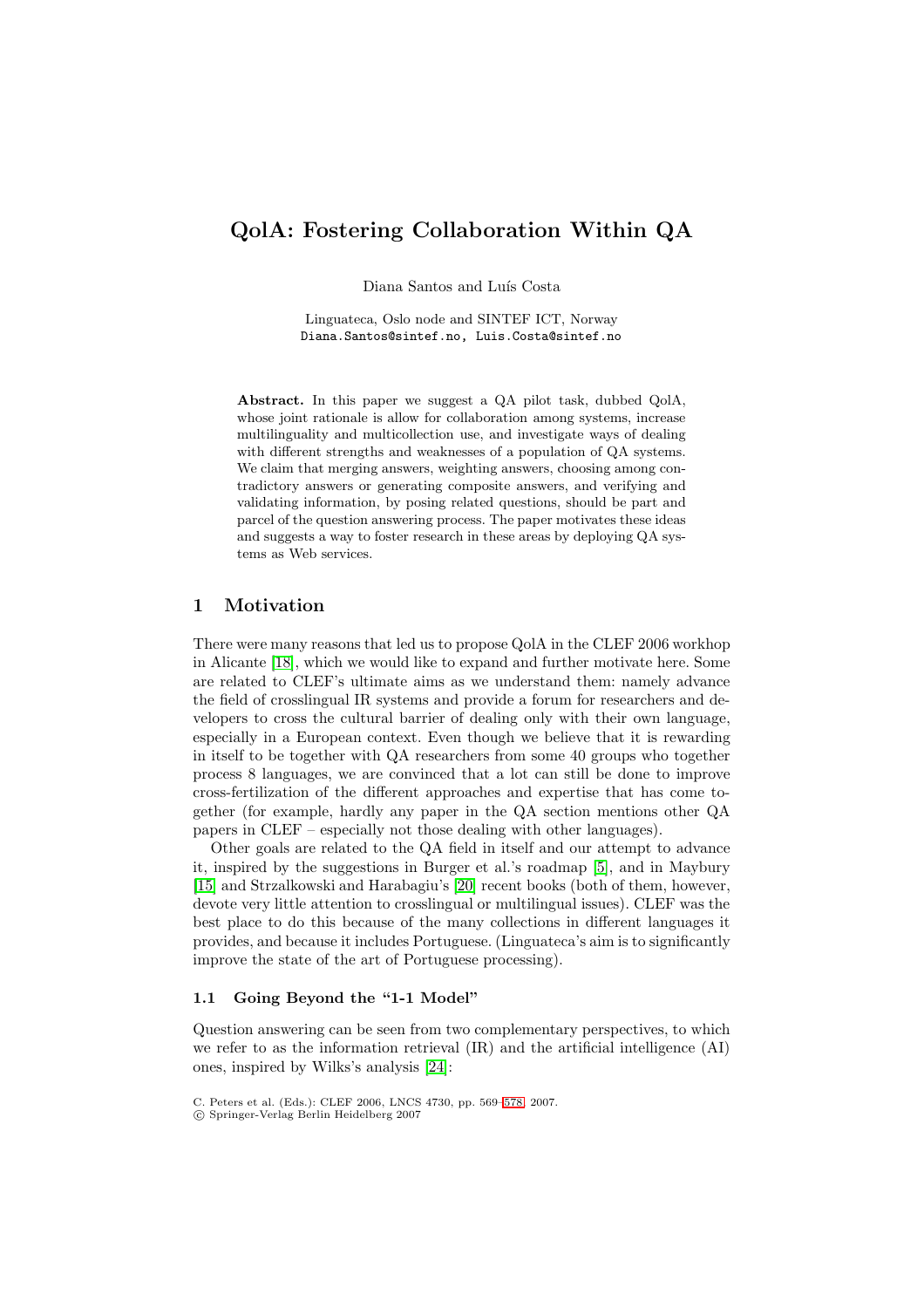# QolA: Fostering Collaboration Within QA

Diana Santos and Luís Costa

Linguateca, Oslo node and SINTEF ICT, Norway
Diana.Santos@sintef.no, Luis.Costa@sintef.no

**Abstract.** In this paper we suggest a QA pilot task, dubbed QolA, whose joint rationale is allow for collaboration among systems, increase multilinguality and multicollection use, and investigate ways of dealing with different strengths and weaknesses of a population of QA systems. We claim that merging answers, weighting answers, choosing among contradictory answers or generating composite answers, and verifying and validating information, by posing related questions, should be part and parcel of the question answering process. The paper motivates these ideas and suggests a way to foster research in these areas by deploying QA systems as Web services.

## 1 Motivation

There were many reasons that led us to propose QolA in the CLEF 2006 workhop in Alicante [18], which we would like to expand and further motivate here. Some are related to CLEF's ultimate aims as we understand them: namely advance the field of crosslingual IR systems and provide a forum for researchers and developers to cross the cultural barrier of dealing only with their own language, especially in a European context. Even though we believe that it is rewarding in itself to be together with QA researchers from some 40 groups who together process 8 languages, we are convinced that a lot can still be done to improve cross-fertilization of the different approaches and expertise that has come together (for example, hardly any paper in the QA section mentions other QA papers in CLEF – especially not those dealing with other languages).

Other goals are related to the QA field in itself and our attempt to advance it, inspired by the suggestions in Burger et al.'s roadmap [5], and in Maybury [15] and Strzalkowski and Harabagiu's [20] recent books (both of them, however, devote very little attention to crosslingual or multilingual issues). CLEF was the best place to do this because of the many collections in different languages it provides, and because it includes Portuguese. (Linguateca's aim is to significantly improve the state of the art of Portuguese processing).

### 1.1 Going Beyond the "1-1 Model"

Question answering can be seen from two complementary perspectives, to which we refer to as the information retrieval (IR) and the artificial intelligence (AI) ones, inspired by Wilks's analysis [24]: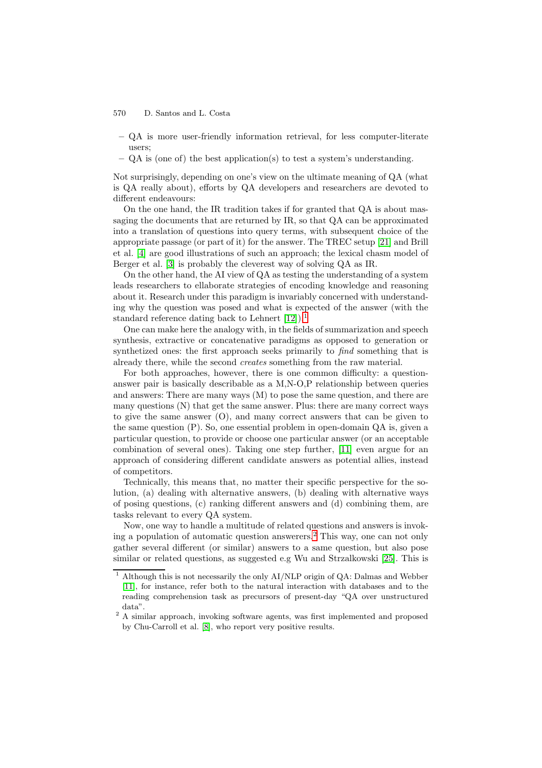- QA is more user-friendly information retrieval, for less computer-literate users;
- QA is (one of) the best application(s) to test a system's understanding.

Not surprisingly, depending on one's view on the ultimate meaning of QA (what is QA really about), efforts by QA developers and researchers are devoted to different endeavours:

On the one hand, the IR tradition takes if for granted that QA is about massaging the documents that are returned by IR, so that QA can be approximated into a translation of questions into query terms, with subsequent choice of the appropriate passage (or part of it) for the answer. The TREC setup [21] and Brill et al. [4] are good illustrations of such an approach; the lexical chasm model of Berger et al. [3] is probably the cleverest way of solving QA as IR.

On the other hand, the AI view of QA as testing the understanding of a system leads researchers to ellaborate strategies of encoding knowledge and reasoning about it. Research under this paradigm is invariably concerned with understanding why the question was posed and what is expected of the answer (with the standard reference dating back to Lehnert [12]).[1]

One can make here the analogy with, in the fields of summarization and speech synthesis, extractive or concatenative paradigms as opposed to generation or synthetized ones: the first approach seeks primarily to *find* something that is already there, while the second *creates* something from the raw material.

For both approaches, however, there is one common difficulty: a question-answer pair is basically describable as a M,N-O,P relationship between queries and answers: There are many ways (M) to pose the same question, and there are many questions (N) that get the same answer. Plus: there are many correct ways to give the same answer (O), and many correct answers that can be given to the same question (P). So, one essential problem in open-domain QA is, given a particular question, to provide or choose one particular answer (or an acceptable combination of several ones). Taking one step further, [11] even argue for an approach of considering different candidate answers as potential allies, instead of competitors.

Technically, this means that, no matter their specific perspective for the solution, (a) dealing with alternative answers, (b) dealing with alternative ways of posing questions, (c) ranking different answers and (d) combining them, are tasks relevant to every QA system.

Now, one way to handle a multitude of related questions and answers is invoking a population of automatic question answerers.[2] This way, one can not only gather several different (or similar) answers to a same question, but also pose similar or related questions, as suggested e.g Wu and Strzalkowski [25]. This is

[1] Although this is not necessarily the only AI/NLP origin of QA: Dalmas and Webber [11], for instance, refer both to the natural interaction with databases and to the reading comprehension task as precursors of present-day "QA over unstructured data".

[2] A similar approach, invoking software agents, was first implemented and proposed by Chu-Carroll et al. [8], who report very positive results.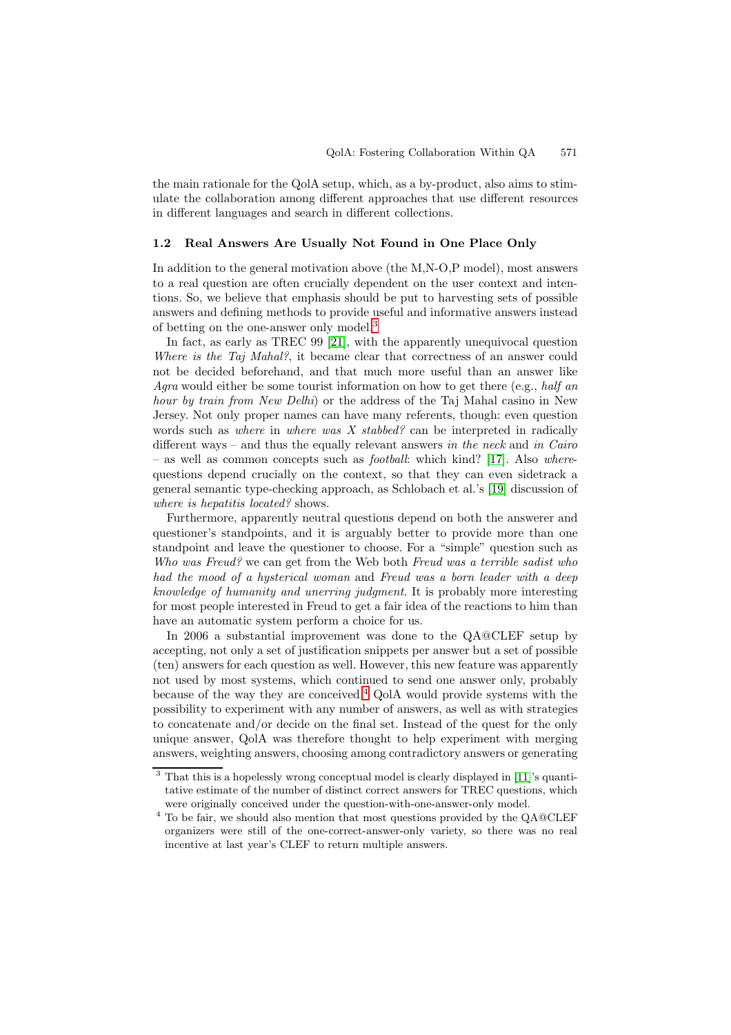the main rationale for the QolA setup, which, as a by-product, also aims to stimulate the collaboration among different approaches that use different resources in different languages and search in different collections.

### 1.2 Real Answers Are Usually Not Found in One Place Only

In addition to the general motivation above (the M,N-O,P model), most answers to a real question are often crucially dependent on the user context and intentions. So, we believe that emphasis should be put to harvesting sets of possible answers and defining methods to provide useful and informative answers instead of betting on the one-answer only model.[3]

In fact, as early as TREC 99 [21], with the apparently unequivocal question *Where is the Taj Mahal?*, it became clear that correctness of an answer could not be decided beforehand, and that much more useful than an answer like *Agra* would either be some tourist information on how to get there (e.g., *half an hour by train from New Delhi*) or the address of the Taj Mahal casino in New Jersey. Not only proper names can have many referents, though: even question words such as *where* in *where was X stabbed?* can be interpreted in radically different ways – and thus the equally relevant answers *in the neck* and *in Cairo* – as well as common concepts such as *football*: which kind? [17]. Also *where*-questions depend crucially on the context, so that they can even sidetrack a general semantic type-checking approach, as Schlobach et al.'s [19] discussion of *where is hepatitis located?* shows.

Furthermore, apparently neutral questions depend on both the answerer and questioner's standpoints, and it is arguably better to provide more than one standpoint and leave the questioner to choose. For a "simple" question such as *Who was Freud?* we can get from the Web both *Freud was a terrible sadist who had the mood of a hysterical woman* and *Freud was a born leader with a deep knowledge of humanity and unerring judgment*. It is probably more interesting for most people interested in Freud to get a fair idea of the reactions to him than have an automatic system perform a choice for us.

In 2006 a substantial improvement was done to the QA@CLEF setup by accepting, not only a set of justification snippets per answer but a set of possible (ten) answers for each question as well. However, this new feature was apparently not used by most systems, which continued to send one answer only, probably because of the way they are conceived.[4] QolA would provide systems with the possibility to experiment with any number of answers, as well as with strategies to concatenate and/or decide on the final set. Instead of the quest for the only unique answer, QolA was therefore thought to help experiment with merging answers, weighting answers, choosing among contradictory answers or generating

[3] That this is a hopelessly wrong conceptual model is clearly displayed in [11]'s quantitative estimate of the number of distinct correct answers for TREC questions, which were originally conceived under the question-with-one-answer-only model.

[4] To be fair, we should also mention that most questions provided by the QA@CLEF organizers were still of the one-correct-answer-only variety, so there was no real incentive at last year's CLEF to return multiple answers.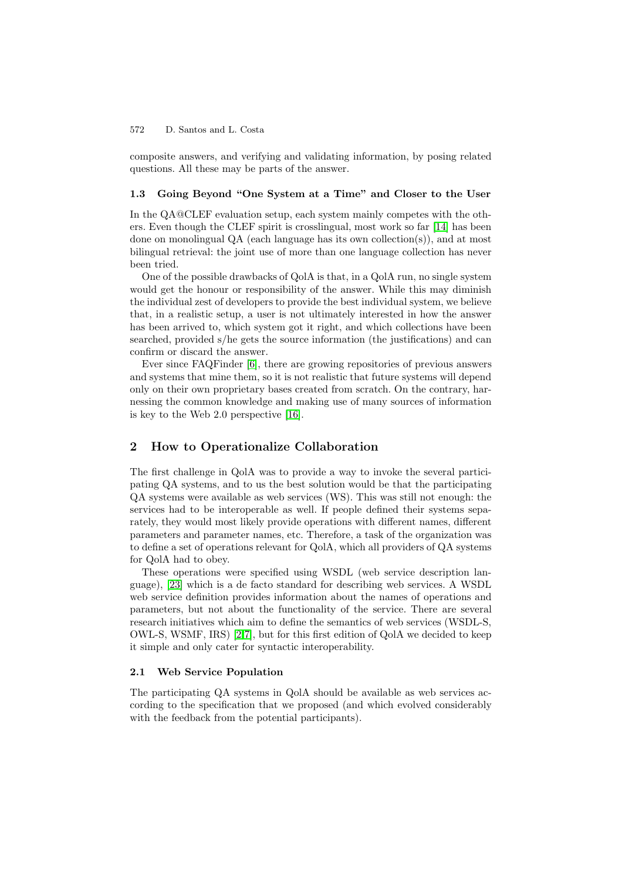composite answers, and verifying and validating information, by posing related questions. All these may be parts of the answer.

### 1.3 Going Beyond "One System at a Time" and Closer to the User

In the QA@CLEF evaluation setup, each system mainly competes with the others. Even though the CLEF spirit is crosslingual, most work so far [14] has been done on monolingual QA (each language has its own collection(s)), and at most bilingual retrieval: the joint use of more than one language collection has never been tried.

One of the possible drawbacks of QolA is that, in a QolA run, no single system would get the honour or responsibility of the answer. While this may diminish the individual zest of developers to provide the best individual system, we believe that, in a realistic setup, a user is not ultimately interested in how the answer has been arrived to, which system got it right, and which collections have been searched, provided s/he gets the source information (the justifications) and can confirm or discard the answer.

Ever since FAQFinder [6], there are growing repositories of previous answers and systems that mine them, so it is not realistic that future systems will depend only on their own proprietary bases created from scratch. On the contrary, harnessing the common knowledge and making use of many sources of information is key to the Web 2.0 perspective [16].

## 2 How to Operationalize Collaboration

The first challenge in QolA was to provide a way to invoke the several participating QA systems, and to us the best solution would be that the participating QA systems were available as web services (WS). This was still not enough: the services had to be interoperable as well. If people defined their systems separately, they would most likely provide operations with different names, different parameters and parameter names, etc. Therefore, a task of the organization was to define a set of operations relevant for QolA, which all providers of QA systems for QolA had to obey.

These operations were specified using WSDL (web service description language), [23] which is a de facto standard for describing web services. A WSDL web service definition provides information about the names of operations and parameters, but not about the functionality of the service. There are several research initiatives which aim to define the semantics of web services (WSDL-S, OWL-S, WSMF, IRS) [2,7], but for this first edition of QolA we decided to keep it simple and only cater for syntactic interoperability.

### 2.1 Web Service Population

The participating QA systems in QolA should be available as web services according to the specification that we proposed (and which evolved considerably with the feedback from the potential participants).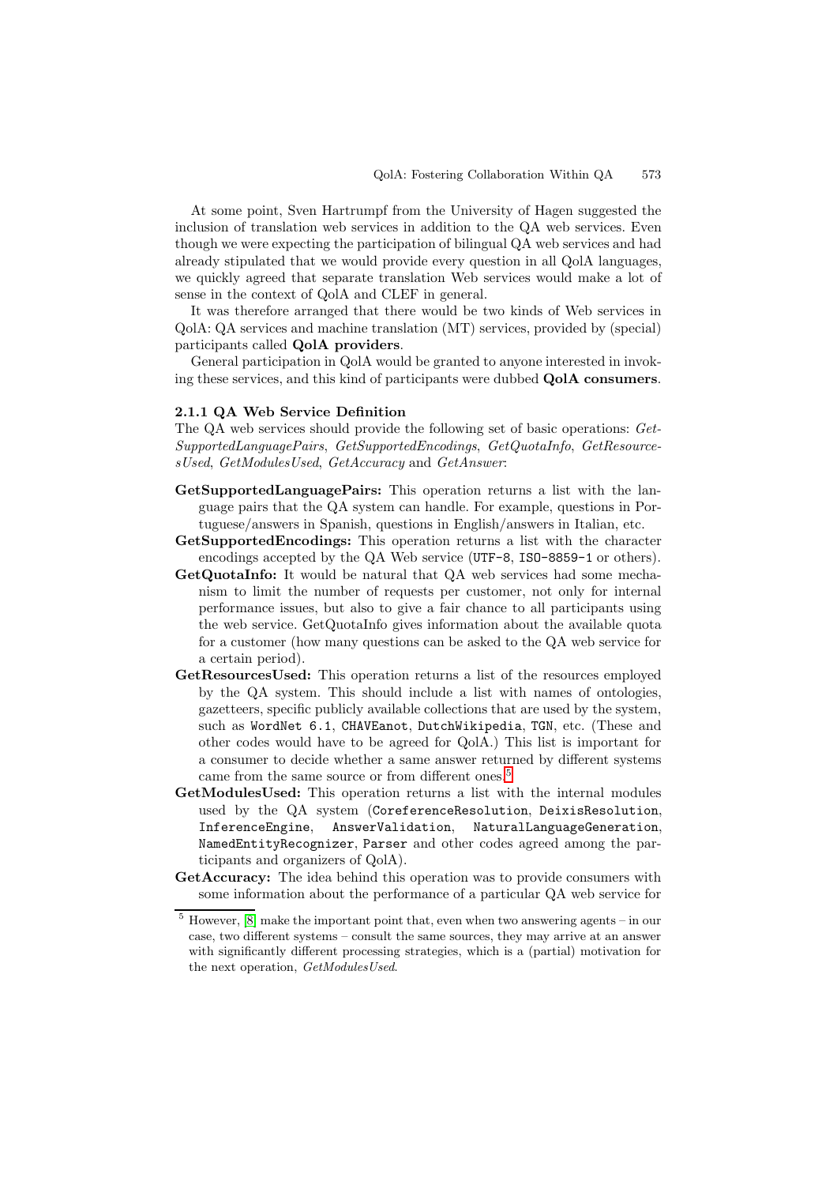At some point, Sven Hartrumpf from the University of Hagen suggested the inclusion of translation web services in addition to the QA web services. Even though we were expecting the participation of bilingual QA web services and had already stipulated that we would provide every question in all QolA languages, we quickly agreed that separate translation Web services would make a lot of sense in the context of QolA and CLEF in general.

It was therefore arranged that there would be two kinds of Web services in QolA: QA services and machine translation (MT) services, provided by (special) participants called **QolA providers**.

General participation in QolA would be granted to anyone interested in invoking these services, and this kind of participants were dubbed **QolA consumers**.

### 2.1.1 QA Web Service Definition

The QA web services should provide the following set of basic operations: *GetSupportedLanguagePairs*, *GetSupportedEncodings*, *GetQuotaInfo*, *GetResourcesUsed*, *GetModulesUsed*, *GetAccuracy* and *GetAnswer*:

- **GetSupportedLanguagePairs:** This operation returns a list with the language pairs that the QA system can handle. For example, questions in Portuguese/answers in Spanish, questions in English/answers in Italian, etc.
- **GetSupportedEncodings:** This operation returns a list with the character encodings accepted by the QA Web service (`UTF-8`, `ISO-8859-1` or others).
- **GetQuotaInfo:** It would be natural that QA web services had some mechanism to limit the number of requests per customer, not only for internal performance issues, but also to give a fair chance to all participants using the web service. GetQuotaInfo gives information about the available quota for a customer (how many questions can be asked to the QA web service for a certain period).
- **GetResourcesUsed:** This operation returns a list of the resources employed by the QA system. This should include a list with names of ontologies, gazetteers, specific publicly available collections that are used by the system, such as `WordNet 6.1`, `CHAVEanot`, `DutchWikipedia`, `TGN`, etc. (These and other codes would have to be agreed for QolA.) This list is important for a consumer to decide whether a same answer returned by different systems came from the same source or from different ones.[5]
- **GetModulesUsed:** This operation returns a list with the internal modules used by the QA system (`CoreferenceResolution`, `DeixisResolution`, `InferenceEngine`, `AnswerValidation`, `NaturalLanguageGeneration`, `NamedEntityRecognizer`, `Parser` and other codes agreed among the participants and organizers of QolA).
- **GetAccuracy:** The idea behind this operation was to provide consumers with some information about the performance of a particular QA web service for

[5] However, [8] make the important point that, even when two answering agents – in our case, two different systems – consult the same sources, they may arrive at an answer with significantly different processing strategies, which is a (partial) motivation for the next operation, *GetModulesUsed*.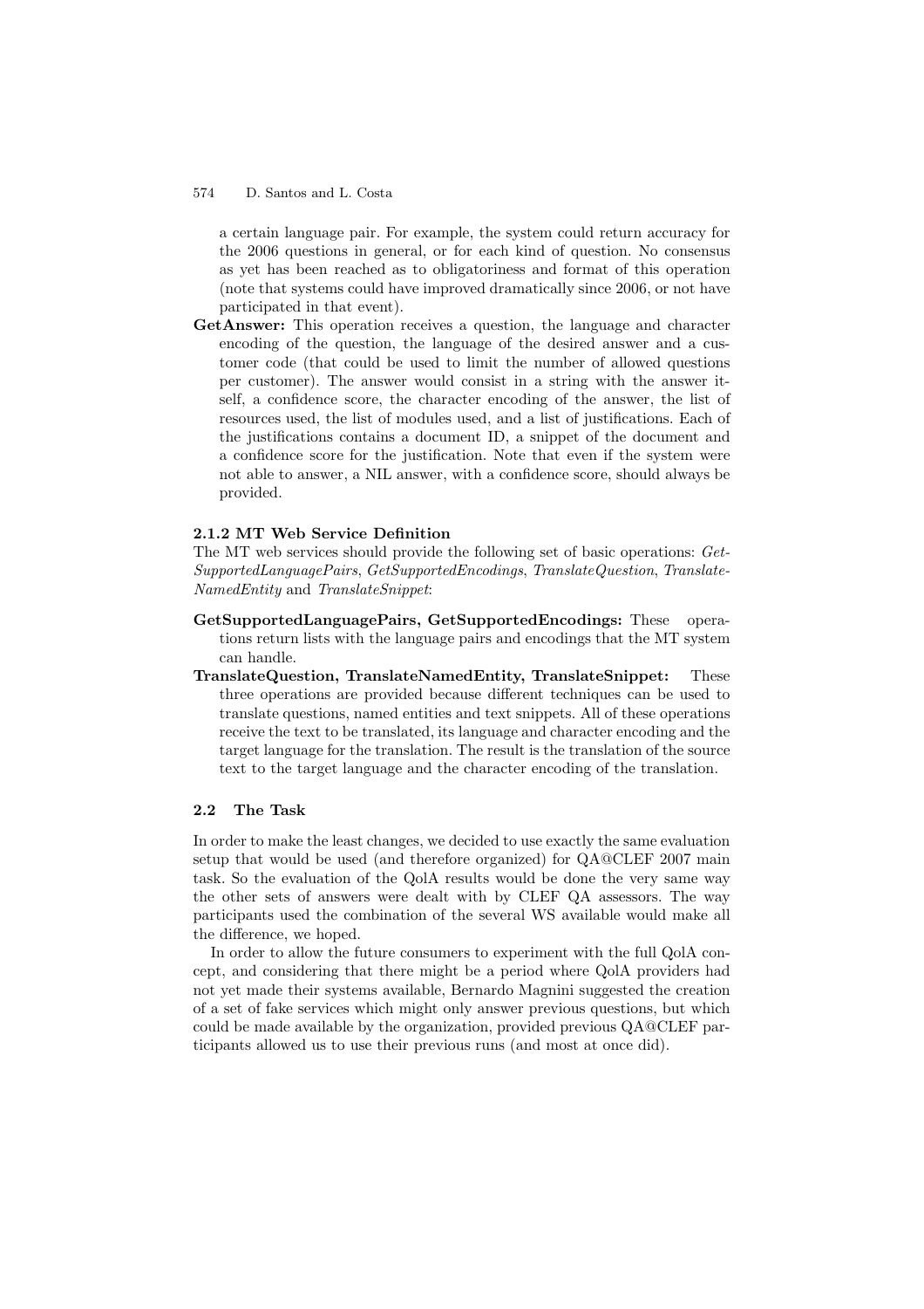a certain language pair. For example, the system could return accuracy for the 2006 questions in general, or for each kind of question. No consensus as yet has been reached as to obligatoriness and format of this operation (note that systems could have improved dramatically since 2006, or not have participated in that event).

**GetAnswer:** This operation receives a question, the language and character encoding of the question, the language of the desired answer and a customer code (that could be used to limit the number of allowed questions per customer). The answer would consist in a string with the answer itself, a confidence score, the character encoding of the answer, the list of resources used, the list of modules used, and a list of justifications. Each of the justifications contains a document ID, a snippet of the document and a confidence score for the justification. Note that even if the system were not able to answer, a NIL answer, with a confidence score, should always be provided.

#### 2.1.2 MT Web Service Definition

The MT web services should provide the following set of basic operations: *GetSupportedLanguagePairs*, *GetSupportedEncodings*, *TranslateQuestion*, *TranslateNamedEntity* and *TranslateSnippet*:

**GetSupportedLanguagePairs, GetSupportedEncodings:** These operations return lists with the language pairs and encodings that the MT system can handle.

**TranslateQuestion, TranslateNamedEntity, TranslateSnippet:** These three operations are provided because different techniques can be used to translate questions, named entities and text snippets. All of these operations receive the text to be translated, its language and character encoding and the target language for the translation. The result is the translation of the source text to the target language and the character encoding of the translation.

### 2.2 The Task

In order to make the least changes, we decided to use exactly the same evaluation setup that would be used (and therefore organized) for QA@CLEF 2007 main task. So the evaluation of the QolA results would be done the very same way the other sets of answers were dealt with by CLEF QA assessors. The way participants used the combination of the several WS available would make all the difference, we hoped.

In order to allow the future consumers to experiment with the full QolA concept, and considering that there might be a period where QolA providers had not yet made their systems available, Bernardo Magnini suggested the creation of a set of fake services which might only answer previous questions, but which could be made available by the organization, provided previous QA@CLEF participants allowed us to use their previous runs (and most at once did).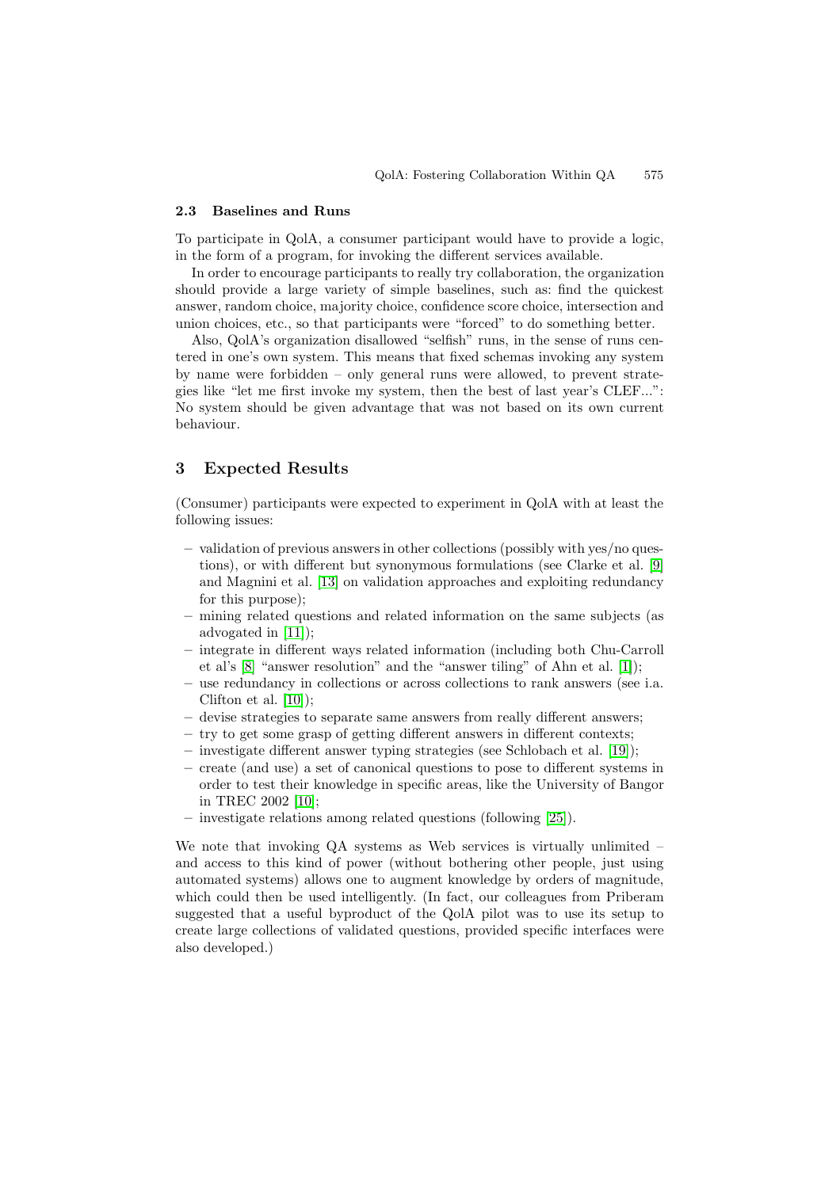### 2.3 Baselines and Runs

To participate in QolA, a consumer participant would have to provide a logic, in the form of a program, for invoking the different services available.

In order to encourage participants to really try collaboration, the organization should provide a large variety of simple baselines, such as: find the quickest answer, random choice, majority choice, confidence score choice, intersection and union choices, etc., so that participants were "forced" to do something better.

Also, QolA's organization disallowed "selfish" runs, in the sense of runs centered in one's own system. This means that fixed schemas invoking any system by name were forbidden – only general runs were allowed, to prevent strategies like "let me first invoke my system, then the best of last year's CLEF...": No system should be given advantage that was not based on its own current behaviour.

## 3 Expected Results

(Consumer) participants were expected to experiment in QolA with at least the following issues:

– validation of previous answers in other collections (possibly with yes/no questions), or with different but synonymous formulations (see Clarke et al. [9] and Magnini et al. [13] on validation approaches and exploiting redundancy for this purpose);
– mining related questions and related information on the same subjects (as advocated in [11]);
– integrate in different ways related information (including both Chu-Carroll et al's [8] "answer resolution" and the "answer tiling" of Ahn et al. [1]);
– use redundancy in collections or across collections to rank answers (see i.a. Clifton et al. [10]);
– devise strategies to separate same answers from really different answers;
– try to get some grasp of getting different answers in different contexts;
– investigate different answer typing strategies (see Schlobach et al. [19]);
– create (and use) a set of canonical questions to pose to different systems in order to test their knowledge in specific areas, like the University of Bangor in TREC 2002 [10];
– investigate relations among related questions (following [25]).

We note that invoking QA systems as Web services is virtually unlimited – and access to this kind of power (without bothering other people, just using automated systems) allows one to augment knowledge by orders of magnitude, which could then be used intelligently. (In fact, our colleagues from Priberam suggested that a useful byproduct of the QolA pilot was to use its setup to create large collections of validated questions, provided specific interfaces were also developed.)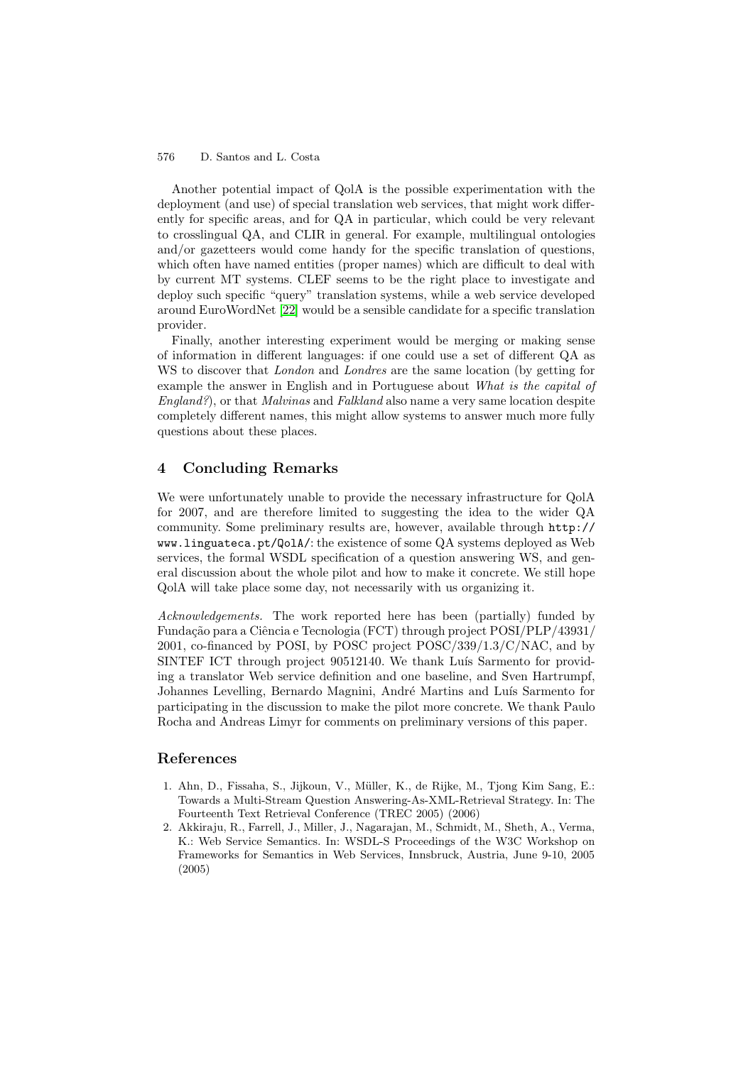Another potential impact of QolA is the possible experimentation with the deployment (and use) of special translation web services, that might work differently for specific areas, and for QA in particular, which could be very relevant to crosslingual QA, and CLIR in general. For example, multilingual ontologies and/or gazetteers would come handy for the specific translation of questions, which often have named entities (proper names) which are difficult to deal with by current MT systems. CLEF seems to be the right place to investigate and deploy such specific "query" translation systems, while a web service developed around EuroWordNet [22] would be a sensible candidate for a specific translation provider.

Finally, another interesting experiment would be merging or making sense of information in different languages: if one could use a set of different QA as WS to discover that *London* and *Londres* are the same location (by getting for example the answer in English and in Portuguese about *What is the capital of England?*), or that *Malvinas* and *Falkland* also name a very same location despite completely different names, this might allow systems to answer much more fully questions about these places.

## 4 Concluding Remarks

We were unfortunately unable to provide the necessary infrastructure for QolA for 2007, and are therefore limited to suggesting the idea to the wider QA community. Some preliminary results are, however, available through `http://www.linguateca.pt/QolA/`: the existence of some QA systems deployed as Web services, the formal WSDL specification of a question answering WS, and general discussion about the whole pilot and how to make it concrete. We still hope QolA will take place some day, not necessarily with us organizing it.

*Acknowledgements.* The work reported here has been (partially) funded by Fundação para a Ciência e Tecnologia (FCT) through project POSI/PLP/43931/2001, co-financed by POSI, by POSC project POSC/339/1.3/C/NAC, and by SINTEF ICT through project 90512140. We thank Luís Sarmento for providing a translator Web service definition and one baseline, and Sven Hartrumpf, Johannes Levelling, Bernardo Magnini, André Martins and Luís Sarmento for participating in the discussion to make the pilot more concrete. We thank Paulo Rocha and Andreas Limyr for comments on preliminary versions of this paper.

## References

1. Ahn, D., Fissaha, S., Jijkoun, V., Müller, K., de Rijke, M., Tjong Kim Sang, E.: Towards a Multi-Stream Question Answering-As-XML-Retrieval Strategy. In: The Fourteenth Text Retrieval Conference (TREC 2005) (2006)
2. Akkiraju, R., Farrell, J., Miller, J., Nagarajan, M., Schmidt, M., Sheth, A., Verma, K.: Web Service Semantics. In: WSDL-S Proceedings of the W3C Workshop on Frameworks for Semantics in Web Services, Innsbruck, Austria, June 9-10, 2005 (2005)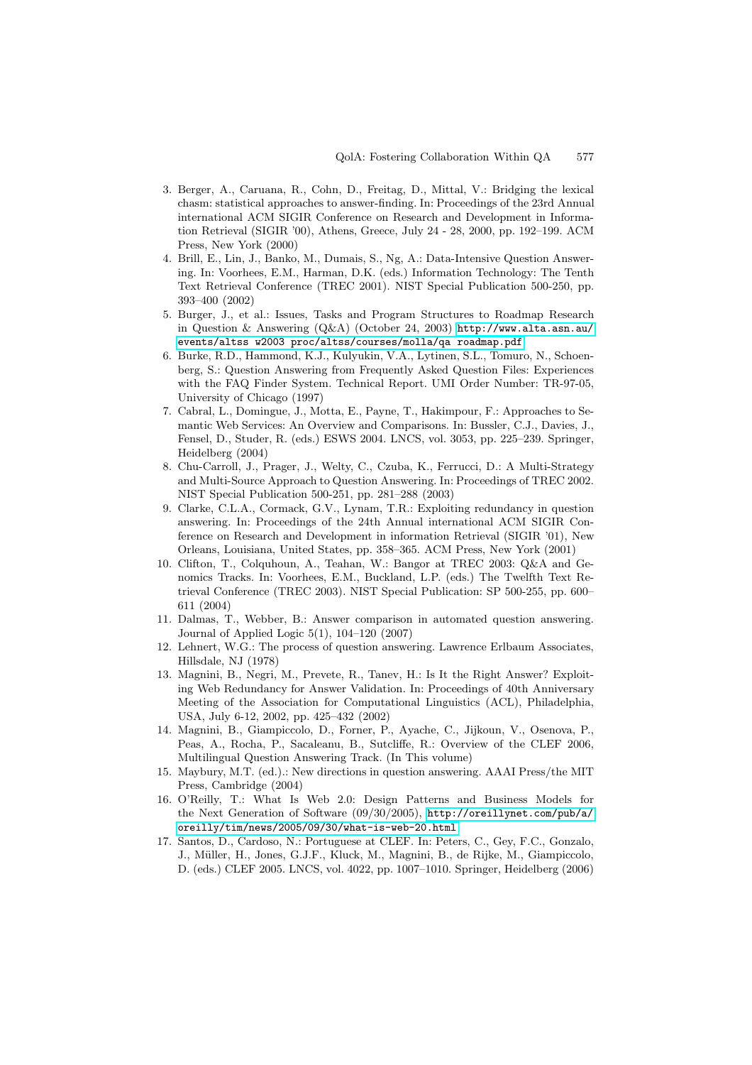3. Berger, A., Caruana, R., Cohn, D., Freitag, D., Mittal, V.: Bridging the lexical chasm: statistical approaches to answer-finding. In: Proceedings of the 23rd Annual international ACM SIGIR Conference on Research and Development in Information Retrieval (SIGIR '00), Athens, Greece, July 24 - 28, 2000, pp. 192–199. ACM Press, New York (2000)
4. Brill, E., Lin, J., Banko, M., Dumais, S., Ng, A.: Data-Intensive Question Answering. In: Voorhees, E.M., Harman, D.K. (eds.) Information Technology: The Tenth Text Retrieval Conference (TREC 2001). NIST Special Publication 500-250, pp. 393–400 (2002)
5. Burger, J., et al.: Issues, Tasks and Program Structures to Roadmap Research in Question & Answering (Q&A) (October 24, 2003) http://www.alta.asn.au/events/altss w2003 proc/altss/courses/molla/qa roadmap.pdf
6. Burke, R.D., Hammond, K.J., Kulyukin, V.A., Lytinen, S.L., Tomuro, N., Schoenberg, S.: Question Answering from Frequently Asked Question Files: Experiences with the FAQ Finder System. Technical Report. UMI Order Number: TR-97-05, University of Chicago (1997)
7. Cabral, L., Domingue, J., Motta, E., Payne, T., Hakimpour, F.: Approaches to Semantic Web Services: An Overview and Comparisons. In: Bussler, C.J., Davies, J., Fensel, D., Studer, R. (eds.) ESWS 2004. LNCS, vol. 3053, pp. 225–239. Springer, Heidelberg (2004)
8. Chu-Carroll, J., Prager, J., Welty, C., Czuba, K., Ferrucci, D.: A Multi-Strategy and Multi-Source Approach to Question Answering. In: Proceedings of TREC 2002. NIST Special Publication 500-251, pp. 281–288 (2003)
9. Clarke, C.L.A., Cormack, G.V., Lynam, T.R.: Exploiting redundancy in question answering. In: Proceedings of the 24th Annual international ACM SIGIR Conference on Research and Development in information Retrieval (SIGIR '01), New Orleans, Louisiana, United States, pp. 358–365. ACM Press, New York (2001)
10. Clifton, T., Colquhoun, A., Teahan, W.: Bangor at TREC 2003: Q&A and Genomics Tracks. In: Voorhees, E.M., Buckland, L.P. (eds.) The Twelfth Text Retrieval Conference (TREC 2003). NIST Special Publication: SP 500-255, pp. 600–611 (2004)
11. Dalmas, T., Webber, B.: Answer comparison in automated question answering. Journal of Applied Logic 5(1), 104–120 (2007)
12. Lehnert, W.G.: The process of question answering. Lawrence Erlbaum Associates, Hillsdale, NJ (1978)
13. Magnini, B., Negri, M., Prevete, R., Tanev, H.: Is It the Right Answer? Exploiting Web Redundancy for Answer Validation. In: Proceedings of 40th Anniversary Meeting of the Association for Computational Linguistics (ACL), Philadelphia, USA, July 6-12, 2002, pp. 425–432 (2002)
14. Magnini, B., Giampiccolo, D., Forner, P., Ayache, C., Jijkoun, V., Osenova, P., Peas, A., Rocha, P., Sacaleanu, B., Sutcliffe, R.: Overview of the CLEF 2006, Multilingual Question Answering Track. (In This volume)
15. Maybury, M.T. (ed.).: New directions in question answering. AAAI Press/the MIT Press, Cambridge (2004)
16. O'Reilly, T.: What Is Web 2.0: Design Patterns and Business Models for the Next Generation of Software (09/30/2005), http://oreillynet.com/pub/a/oreilly/tim/news/2005/09/30/what-is-web-20.html
17. Santos, D., Cardoso, N.: Portuguese at CLEF. In: Peters, C., Gey, F.C., Gonzalo, J., Müller, H., Jones, G.J.F., Kluck, M., Magnini, B., de Rijke, M., Giampiccolo, D. (eds.) CLEF 2005. LNCS, vol. 4022, pp. 1007–1010. Springer, Heidelberg (2006)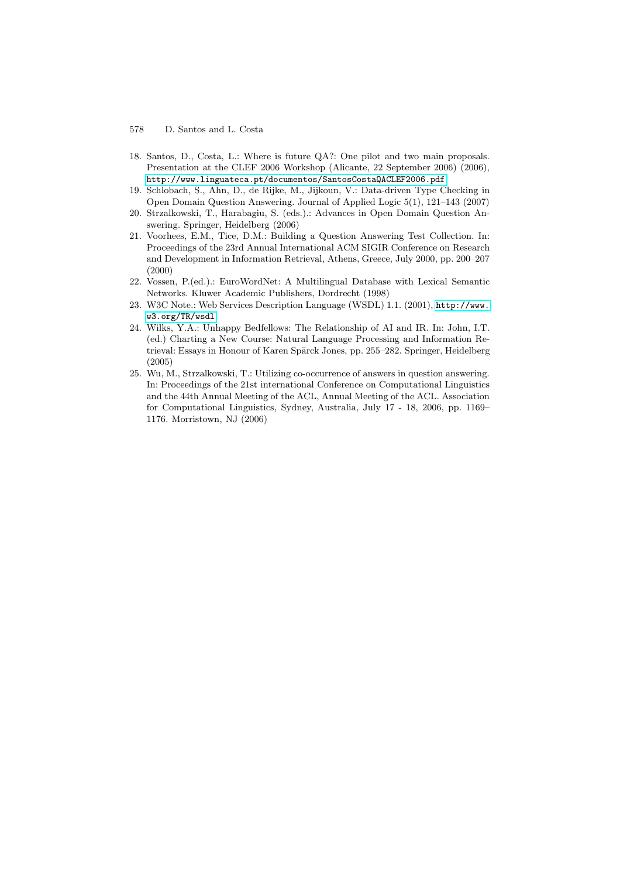18. Santos, D., Costa, L.: Where is future QA?: One pilot and two main proposals. Presentation at the CLEF 2006 Workshop (Alicante, 22 September 2006) (2006), http://www.linguateca.pt/documentos/SantosCostaQACLEF2006.pdf
19. Schlobach, S., Ahn, D., de Rijke, M., Jijkoun, V.: Data-driven Type Checking in Open Domain Question Answering. Journal of Applied Logic 5(1), 121–143 (2007)
20. Strzalkowski, T., Harabagiu, S. (eds.).: Advances in Open Domain Question Answering. Springer, Heidelberg (2006)
21. Voorhees, E.M., Tice, D.M.: Building a Question Answering Test Collection. In: Proceedings of the 23rd Annual International ACM SIGIR Conference on Research and Development in Information Retrieval, Athens, Greece, July 2000, pp. 200–207 (2000)
22. Vossen, P.(ed.).: EuroWordNet: A Multilingual Database with Lexical Semantic Networks. Kluwer Academic Publishers, Dordrecht (1998)
23. W3C Note.: Web Services Description Language (WSDL) 1.1. (2001), http://www.w3.org/TR/wsdl
24. Wilks, Y.A.: Unhappy Bedfellows: The Relationship of AI and IR. In: John, I.T. (ed.) Charting a New Course: Natural Language Processing and Information Retrieval: Essays in Honour of Karen Spärck Jones, pp. 255–282. Springer, Heidelberg (2005)
25. Wu, M., Strzalkowski, T.: Utilizing co-occurrence of answers in question answering. In: Proceedings of the 21st international Conference on Computational Linguistics and the 44th Annual Meeting of the ACL, Annual Meeting of the ACL. Association for Computational Linguistics, Sydney, Australia, July 17 - 18, 2006, pp. 1169–1176. Morristown, NJ (2006)